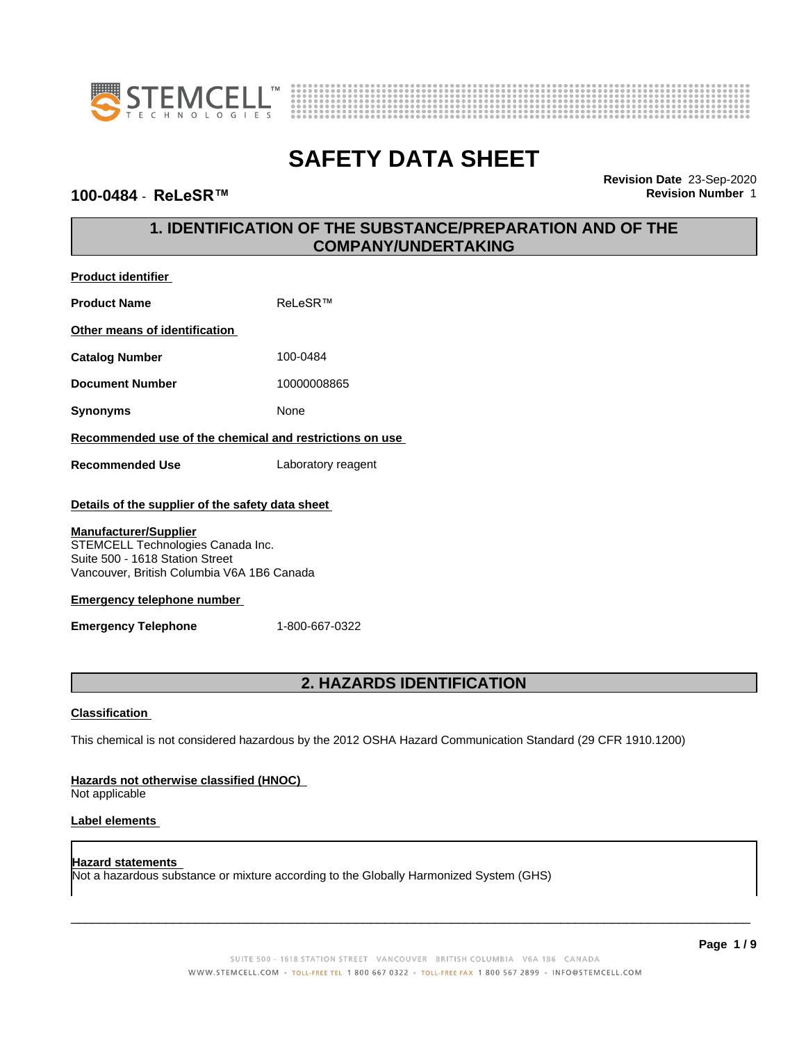# SAFETY DATA SHEET

**100-0484 - ReLeSR™**

**Revision Date** 23-Sep-2020
**Revision Number** 1

## 1. IDENTIFICATION OF THE SUBSTANCE/PREPARATION AND OF THE COMPANY/UNDERTAKING

**Product identifier**

**Product Name** ReLeSR™

**Other means of identification**

**Catalog Number** 100-0484

**Document Number** 10000008865

**Synonyms** None

**Recommended use of the chemical and restrictions on use**

**Recommended Use** Laboratory reagent

**Details of the supplier of the safety data sheet**

**Manufacturer/Supplier**
STEMCELL Technologies Canada Inc.
Suite 500 - 1618 Station Street
Vancouver, British Columbia V6A 1B6 Canada

**Emergency telephone number**

**Emergency Telephone** 1-800-667-0322

## 2. HAZARDS IDENTIFICATION

**Classification**

This chemical is not considered hazardous by the 2012 OSHA Hazard Communication Standard (29 CFR 1910.1200)

**Hazards not otherwise classified (HNOC)**
Not applicable

**Label elements**

**Hazard statements**
Not a hazardous substance or mixture according to the Globally Harmonized System (GHS)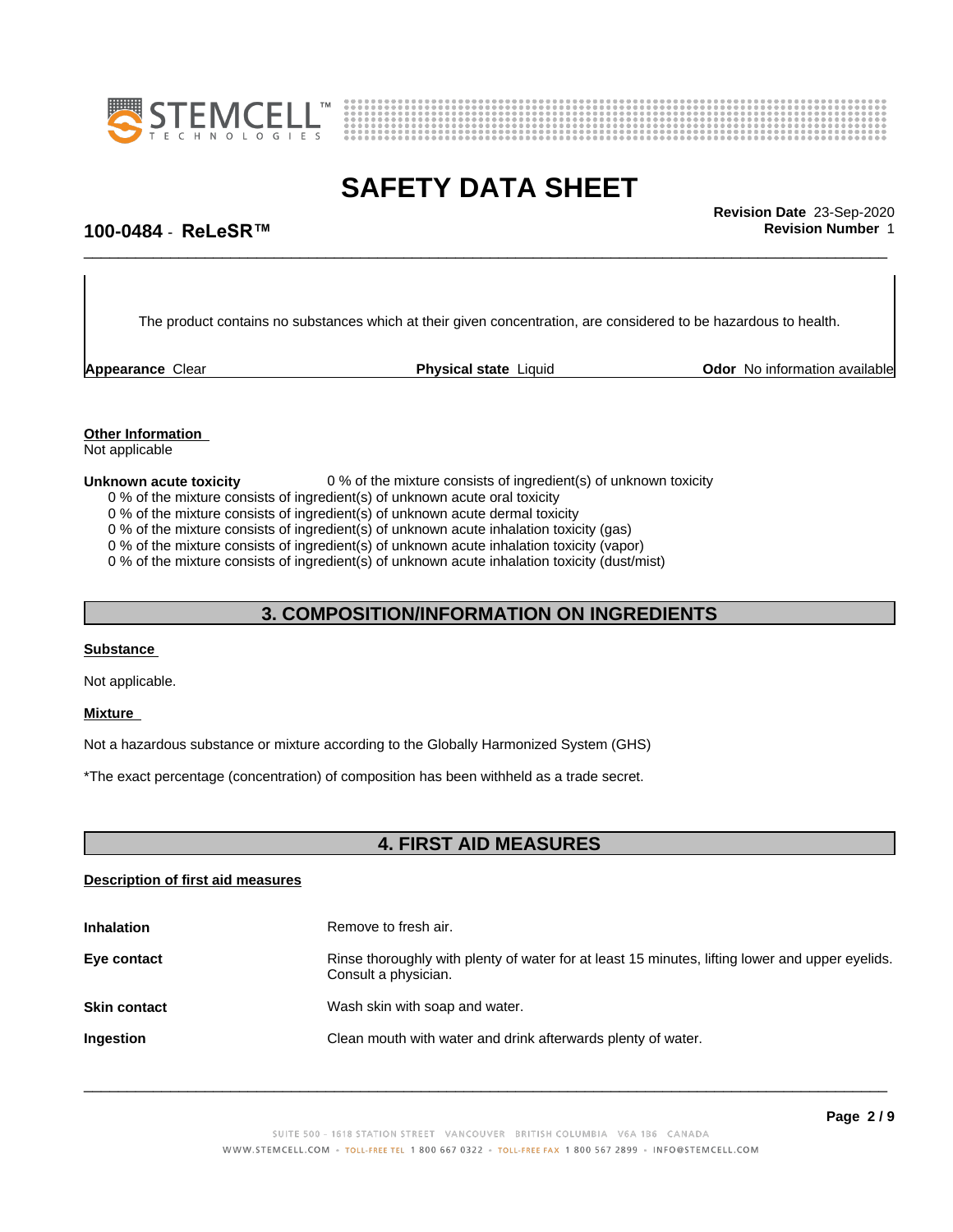The product contains no substances which at their given concentration, are considered to be hazardous to health.

**Appearance** Clear | **Physical state** Liquid | **Odor** No information available

**Other Information**

Not applicable

**Unknown acute toxicity** 0 % of the mixture consists of ingredient(s) of unknown toxicity

0 % of the mixture consists of ingredient(s) of unknown acute oral toxicity
0 % of the mixture consists of ingredient(s) of unknown acute dermal toxicity
0 % of the mixture consists of ingredient(s) of unknown acute inhalation toxicity (gas)
0 % of the mixture consists of ingredient(s) of unknown acute inhalation toxicity (vapor)
0 % of the mixture consists of ingredient(s) of unknown acute inhalation toxicity (dust/mist)

## 3. COMPOSITION/INFORMATION ON INGREDIENTS

**Substance**

Not applicable.

**Mixture**

Not a hazardous substance or mixture according to the Globally Harmonized System (GHS)

*The exact percentage (concentration) of composition has been withheld as a trade secret.

## 4. FIRST AID MEASURES

**Description of first aid measures**

| | |
|---|---|
| **Inhalation** | Remove to fresh air. |
| **Eye contact** | Rinse thoroughly with plenty of water for at least 15 minutes, lifting lower and upper eyelids. Consult a physician. |
| **Skin contact** | Wash skin with soap and water. |
| **Ingestion** | Clean mouth with water and drink afterwards plenty of water. |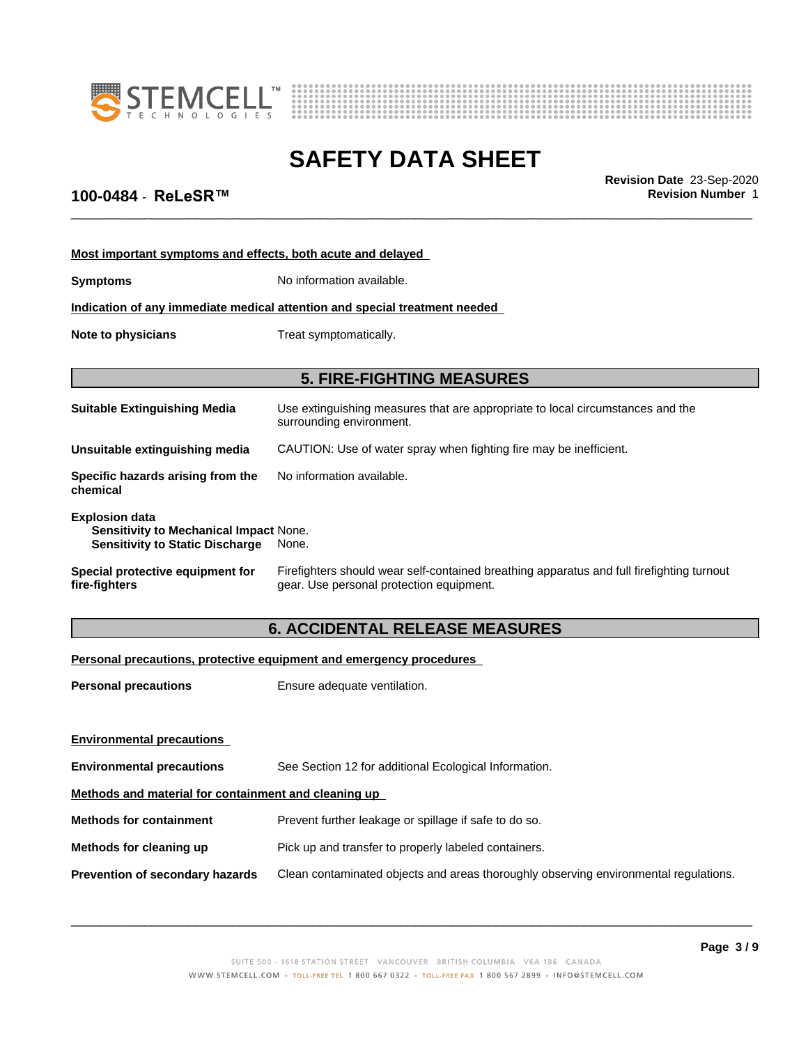#### Most important symptoms and effects, both acute and delayed

**Symptoms** No information available.

#### Indication of any immediate medical attention and special treatment needed

**Note to physicians** Treat symptomatically.

## 5. FIRE-FIGHTING MEASURES

**Suitable Extinguishing Media** Use extinguishing measures that are appropriate to local circumstances and the surrounding environment.

**Unsuitable extinguishing media** CAUTION: Use of water spray when fighting fire may be inefficient.

**Specific hazards arising from the chemical** No information available.

**Explosion data**
**Sensitivity to Mechanical Impact** None.
**Sensitivity to Static Discharge** None.

**Special protective equipment for fire-fighters** Firefighters should wear self-contained breathing apparatus and full firefighting turnout gear. Use personal protection equipment.

## 6. ACCIDENTAL RELEASE MEASURES

#### Personal precautions, protective equipment and emergency procedures

**Personal precautions** Ensure adequate ventilation.

#### Environmental precautions

**Environmental precautions** See Section 12 for additional Ecological Information.

#### Methods and material for containment and cleaning up

**Methods for containment** Prevent further leakage or spillage if safe to do so.

**Methods for cleaning up** Pick up and transfer to properly labeled containers.

**Prevention of secondary hazards** Clean contaminated objects and areas thoroughly observing environmental regulations.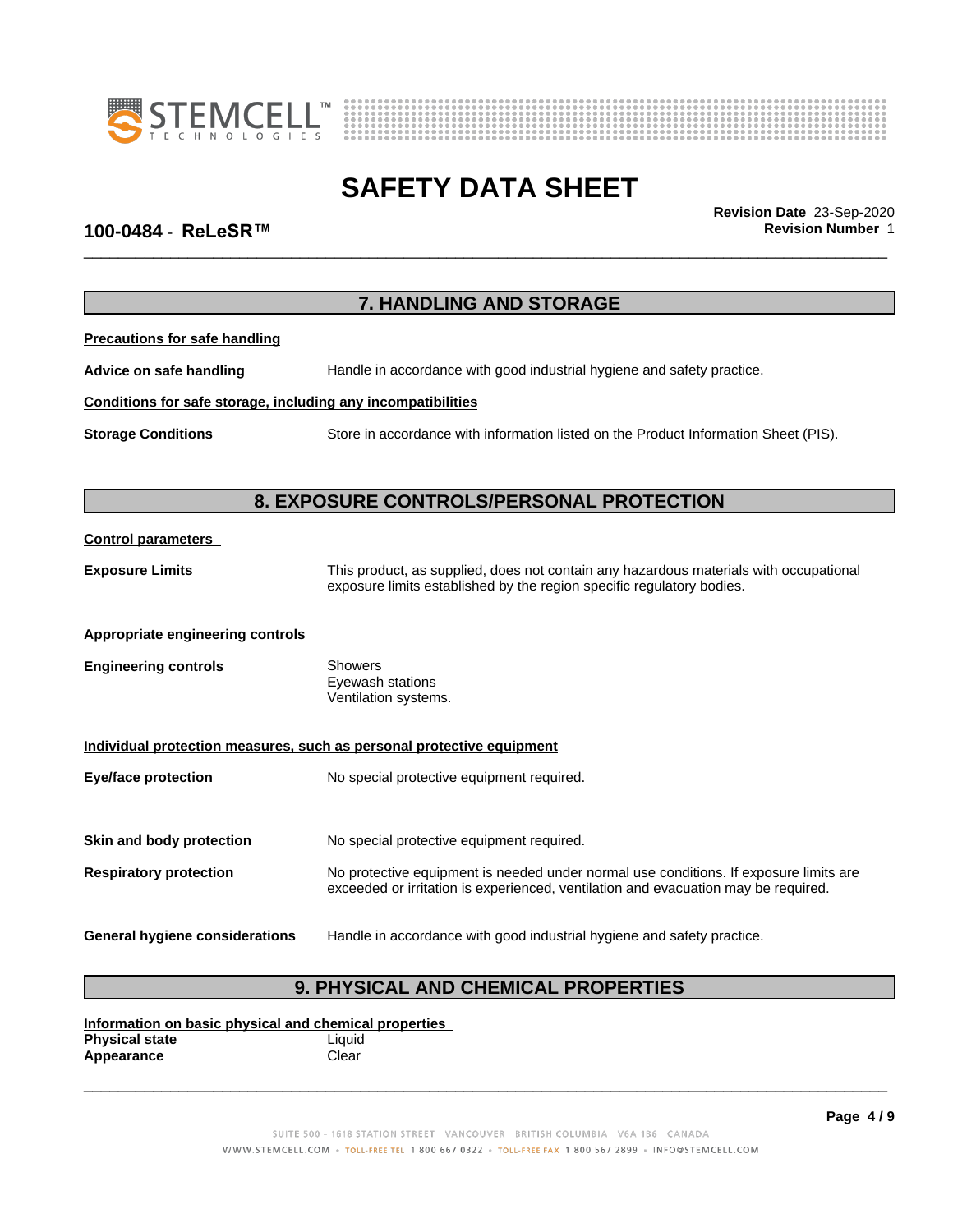## 7. HANDLING AND STORAGE

**Precautions for safe handling**

**Advice on safe handling** Handle in accordance with good industrial hygiene and safety practice.

**Conditions for safe storage, including any incompatibilities**

**Storage Conditions** Store in accordance with information listed on the Product Information Sheet (PIS).

## 8. EXPOSURE CONTROLS/PERSONAL PROTECTION

**Control parameters**

**Exposure Limits** This product, as supplied, does not contain any hazardous materials with occupational exposure limits established by the region specific regulatory bodies.

**Appropriate engineering controls**

**Engineering controls** Showers
Eyewash stations
Ventilation systems.

**Individual protection measures, such as personal protective equipment**

**Eye/face protection** No special protective equipment required.

**Skin and body protection** No special protective equipment required.

**Respiratory protection** No protective equipment is needed under normal use conditions. If exposure limits are exceeded or irritation is experienced, ventilation and evacuation may be required.

**General hygiene considerations** Handle in accordance with good industrial hygiene and safety practice.

## 9. PHYSICAL AND CHEMICAL PROPERTIES

**Information on basic physical and chemical properties**

**Physical state** Liquid
**Appearance** Clear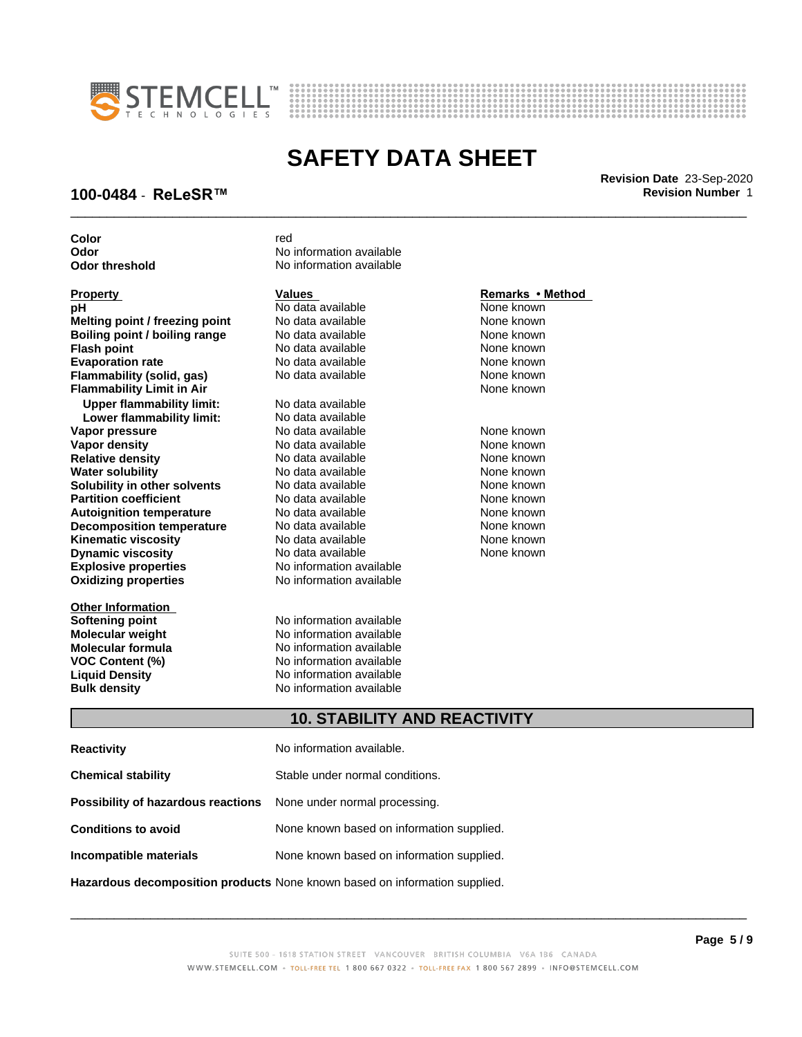| | |
|---|---|
| **Color** | red |
| **Odor** | No information available |
| **Odor threshold** | No information available |

| Property | Values | Remarks • Method |
|---|---|---|
| **pH** | No data available | None known |
| **Melting point / freezing point** | No data available | None known |
| **Boiling point / boiling range** | No data available | None known |
| **Flash point** | No data available | None known |
| **Evaporation rate** | No data available | None known |
| **Flammability (solid, gas)** | No data available | None known |
| **Flammability Limit in Air** | | None known |
| **Upper flammability limit:** | No data available | |
| **Lower flammability limit:** | No data available | |
| **Vapor pressure** | No data available | None known |
| **Vapor density** | No data available | None known |
| **Relative density** | No data available | None known |
| **Water solubility** | No data available | None known |
| **Solubility in other solvents** | No data available | None known |
| **Partition coefficient** | No data available | None known |
| **Autoignition temperature** | No data available | None known |
| **Decomposition temperature** | No data available | None known |
| **Kinematic viscosity** | No data available | None known |
| **Dynamic viscosity** | No data available | None known |
| **Explosive properties** | No information available | |
| **Oxidizing properties** | No information available | |

| Other Information | |
|---|---|
| **Softening point** | No information available |
| **Molecular weight** | No information available |
| **Molecular formula** | No information available |
| **VOC Content (%)** | No information available |
| **Liquid Density** | No information available |
| **Bulk density** | No information available |

## 10. STABILITY AND REACTIVITY

**Reactivity** No information available.

**Chemical stability** Stable under normal conditions.

**Possibility of hazardous reactions** None under normal processing.

**Conditions to avoid** None known based on information supplied.

**Incompatible materials** None known based on information supplied.

**Hazardous decomposition products** None known based on information supplied.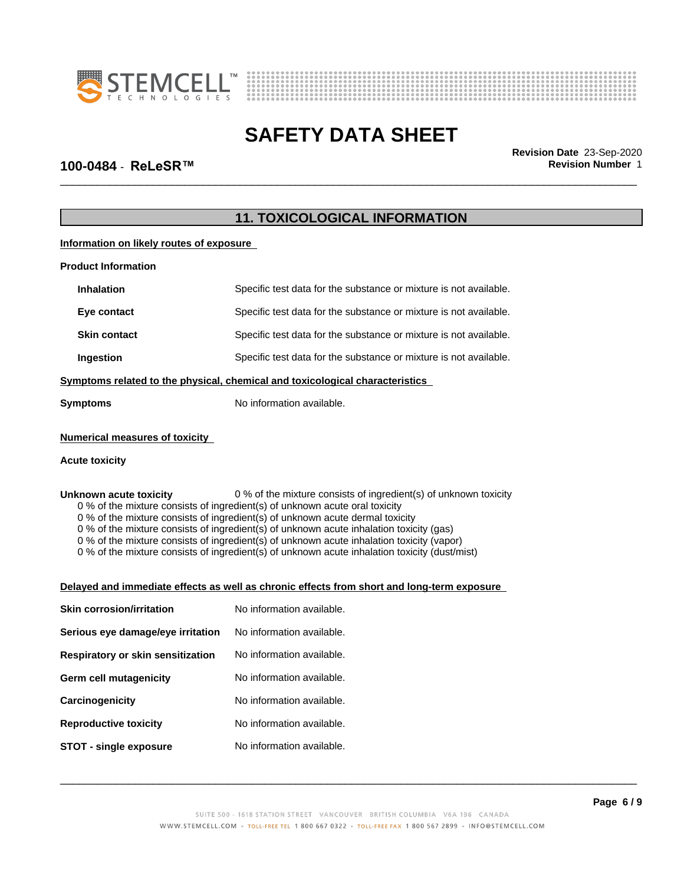## 11. TOXICOLOGICAL INFORMATION

**Information on likely routes of exposure**

**Product Information**

| | |
|---|---|
| **Inhalation** | Specific test data for the substance or mixture is not available. |
| **Eye contact** | Specific test data for the substance or mixture is not available. |
| **Skin contact** | Specific test data for the substance or mixture is not available. |
| **Ingestion** | Specific test data for the substance or mixture is not available. |

**Symptoms related to the physical, chemical and toxicological characteristics**

**Symptoms** No information available.

**Numerical measures of toxicity**

**Acute toxicity**

**Unknown acute toxicity** 0 % of the mixture consists of ingredient(s) of unknown toxicity

0 % of the mixture consists of ingredient(s) of unknown acute oral toxicity
0 % of the mixture consists of ingredient(s) of unknown acute dermal toxicity
0 % of the mixture consists of ingredient(s) of unknown acute inhalation toxicity (gas)
0 % of the mixture consists of ingredient(s) of unknown acute inhalation toxicity (vapor)
0 % of the mixture consists of ingredient(s) of unknown acute inhalation toxicity (dust/mist)

**Delayed and immediate effects as well as chronic effects from short and long-term exposure**

| | |
|---|---|
| **Skin corrosion/irritation** | No information available. |
| **Serious eye damage/eye irritation** | No information available. |
| **Respiratory or skin sensitization** | No information available. |
| **Germ cell mutagenicity** | No information available. |
| **Carcinogenicity** | No information available. |
| **Reproductive toxicity** | No information available. |
| **STOT - single exposure** | No information available. |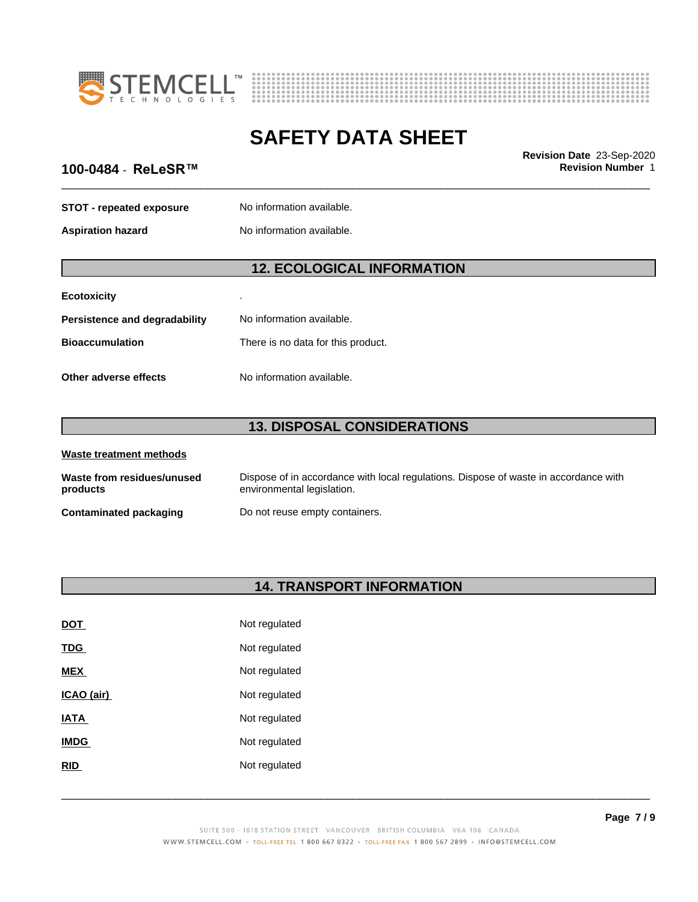**STOT - repeated exposure** No information available.

**Aspiration hazard** No information available.

## 12. ECOLOGICAL INFORMATION

**Ecotoxicity** .

**Persistence and degradability** No information available.

**Bioaccumulation** There is no data for this product.

**Other adverse effects** No information available.

## 13. DISPOSAL CONSIDERATIONS

**Waste treatment methods**

**Waste from residues/unused products** Dispose of in accordance with local regulations. Dispose of waste in accordance with environmental legislation.

**Contaminated packaging** Do not reuse empty containers.

## 14. TRANSPORT INFORMATION

**DOT** Not regulated

**TDG** Not regulated

**MEX** Not regulated

**ICAO (air)** Not regulated

**IATA** Not regulated

**IMDG** Not regulated

**RID** Not regulated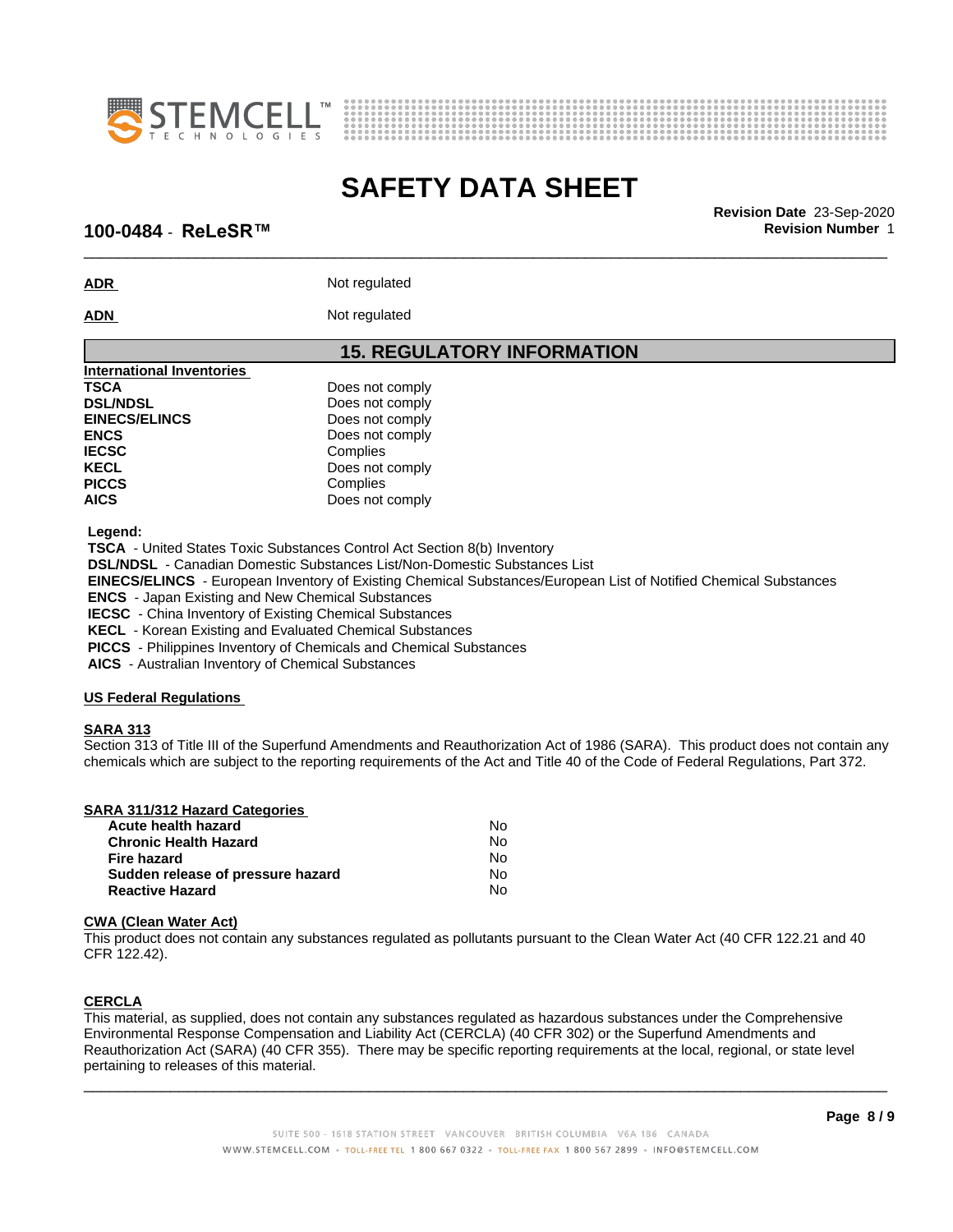| | |
|---|---|
| **ADR** | Not regulated |
| **ADN** | Not regulated |

## 15. REGULATORY INFORMATION

**International Inventories**

| | |
|---|---|
| **TSCA** | Does not comply |
| **DSL/NDSL** | Does not comply |
| **EINECS/ELINCS** | Does not comply |
| **ENCS** | Does not comply |
| **IECSC** | Complies |
| **KECL** | Does not comply |
| **PICCS** | Complies |
| **AICS** | Does not comply |

**Legend:**

**TSCA** - United States Toxic Substances Control Act Section 8(b) Inventory
**DSL/NDSL** - Canadian Domestic Substances List/Non-Domestic Substances List
**EINECS/ELINCS** - European Inventory of Existing Chemical Substances/European List of Notified Chemical Substances
**ENCS** - Japan Existing and New Chemical Substances
**IECSC** - China Inventory of Existing Chemical Substances
**KECL** - Korean Existing and Evaluated Chemical Substances
**PICCS** - Philippines Inventory of Chemicals and Chemical Substances
**AICS** - Australian Inventory of Chemical Substances

**US Federal Regulations**

**SARA 313**

Section 313 of Title III of the Superfund Amendments and Reauthorization Act of 1986 (SARA). This product does not contain any chemicals which are subject to the reporting requirements of the Act and Title 40 of the Code of Federal Regulations, Part 372.

**SARA 311/312 Hazard Categories**

| | |
|---|---|
| **Acute health hazard** | No |
| **Chronic Health Hazard** | No |
| **Fire hazard** | No |
| **Sudden release of pressure hazard** | No |
| **Reactive Hazard** | No |

**CWA (Clean Water Act)**

This product does not contain any substances regulated as pollutants pursuant to the Clean Water Act (40 CFR 122.21 and 40 CFR 122.42).

**CERCLA**

This material, as supplied, does not contain any substances regulated as hazardous substances under the Comprehensive Environmental Response Compensation and Liability Act (CERCLA) (40 CFR 302) or the Superfund Amendments and Reauthorization Act (SARA) (40 CFR 355). There may be specific reporting requirements at the local, regional, or state level pertaining to releases of this material.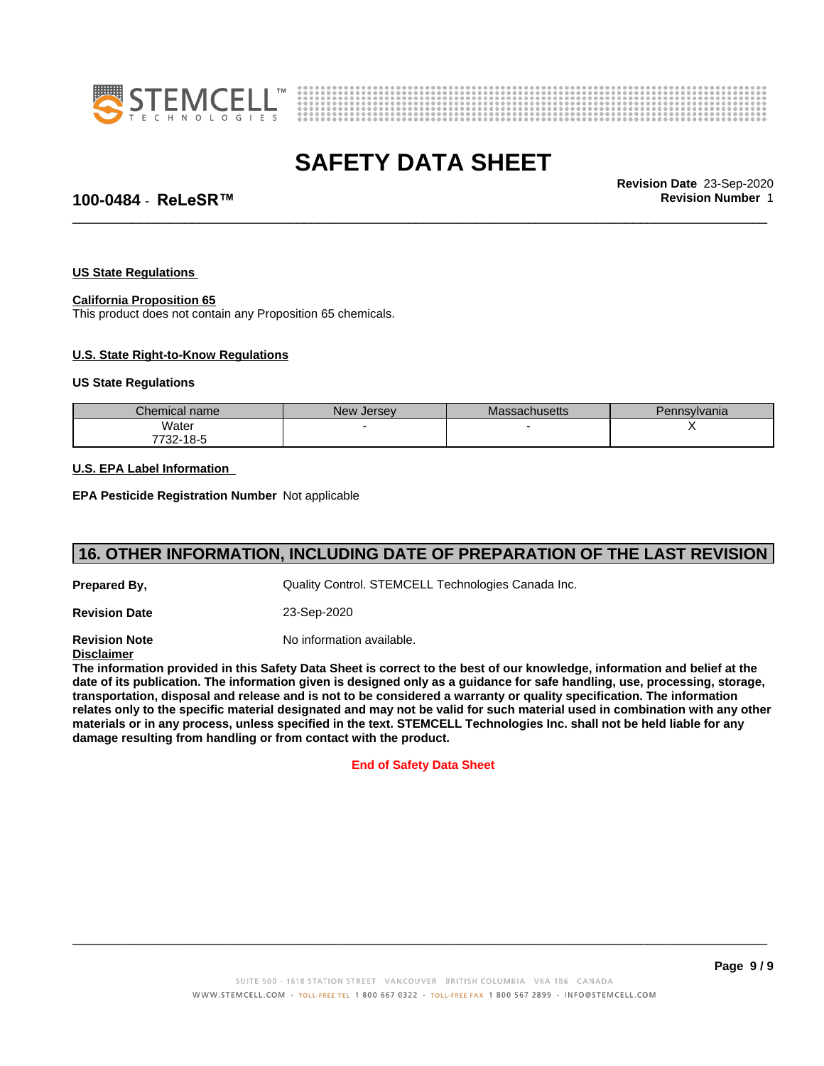**US State Regulations**

**California Proposition 65**

This product does not contain any Proposition 65 chemicals.

**U.S. State Right-to-Know Regulations**

**US State Regulations**

| Chemical name | New Jersey | Massachusetts | Pennsylvania |
|---|---|---|---|
| Water<br>7732-18-5 | - | - | X |

**U.S. EPA Label Information**

**EPA Pesticide Registration Number** Not applicable

## 16. OTHER INFORMATION, INCLUDING DATE OF PREPARATION OF THE LAST REVISION

**Prepared By,** Quality Control. STEMCELL Technologies Canada Inc.

**Revision Date** 23-Sep-2020

**Revision Note** No information available.

**Disclaimer**

**The information provided in this Safety Data Sheet is correct to the best of our knowledge, information and belief at the date of its publication. The information given is designed only as a guidance for safe handling, use, processing, storage, transportation, disposal and release and is not to be considered a warranty or quality specification. The information relates only to the specific material designated and may not be valid for such material used in combination with any other materials or in any process, unless specified in the text. STEMCELL Technologies Inc. shall not be held liable for any damage resulting from handling or from contact with the product.**

**End of Safety Data Sheet**